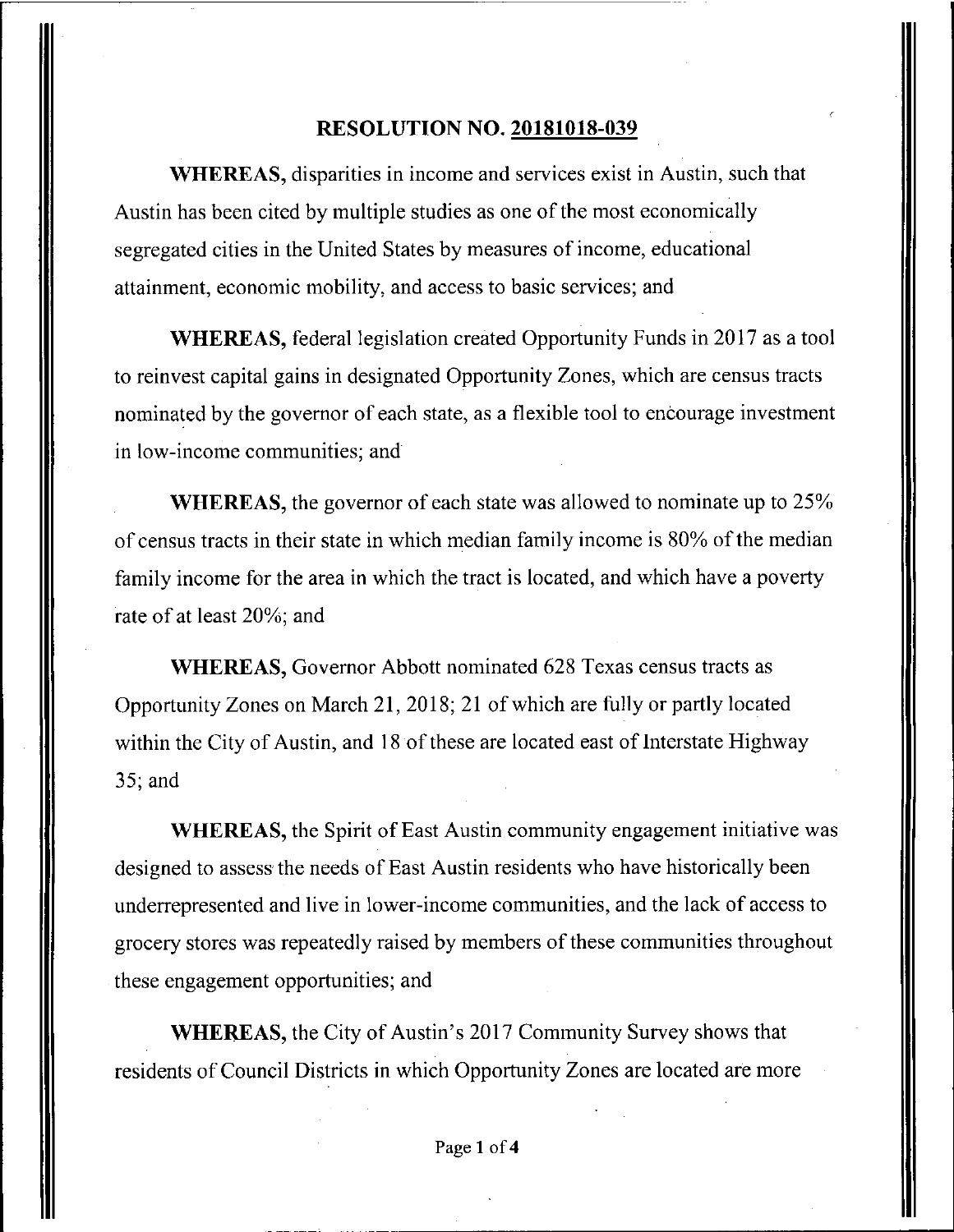# RESOLUTION NO. 20181018-039

**WHEREAS,** disparities in income and services exist in Austin, such that Austin has been cited by multiple studies as one of the most economically segregated cities in the United States by measures of income, educational attainment, economic mobility, and access to basic services; and

**WHEREAS,** federal legislation created Opportunity Funds in 2017 as a tool to reinvest capital gains in designated Opportunity Zones, which are census tracts nominated by the governor of each state, as a flexible tool to encourage investment in low-income communities; and

**WHEREAS,** the governor of each state was allowed to nominate up to 25% of census tracts in their state in which median family income is 80% of the median family income for the area in which the tract is located, and which have a poverty rate of at least 20%; and

**WHEREAS,** Governor Abbott nominated 628 Texas census tracts as Opportunity Zones on March 21, 2018; 21 of which are fully or partly located within the City of Austin, and 18 of these are located east of Interstate Highway 35; and

**WHEREAS,** the Spirit of East Austin community engagement initiative was designed to assess the needs of East Austin residents who have historically been underrepresented and live in lower-income communities, and the lack of access to grocery stores was repeatedly raised by members of these communities throughout these engagement opportunities; and

**WHEREAS,** the City of Austin's 2017 Community Survey shows that residents of Council Districts in which Opportunity Zones are located are more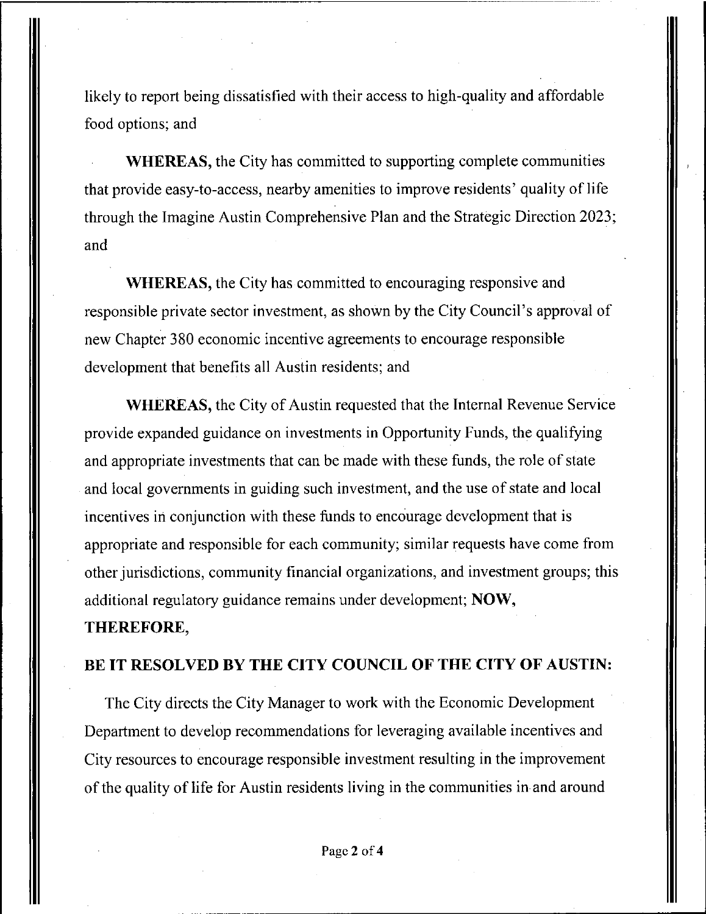likely to report being dissatisfied with their access to high-quality and affordable food options; and

**WHEREAS,** the City has committed to supporting complete communities that provide easy-to-access, nearby amenities to improve residents' quality of life through the Imagine Austin Comprehensive Plan and the Strategic Direction 2023; and

**WHEREAS,** the City has committed to encouraging responsive and responsible private sector investment, as shown by the City Council's approval of new Chapter 380 economic incentive agreements to encourage responsible development that benefits all Austin residents; and

**WHEREAS,** the City of Austin requested that the Internal Revenue Service provide expanded guidance on investments in Opportunity Funds, the qualifying and appropriate investments that can be made with these funds, the role of state and local governments in guiding such investment, and the use of state and local incentives in conjunction with these funds to encourage development that is appropriate and responsible for each community; similar requests have come from other jurisdictions, community financial organizations, and investment groups; this additional regulatory guidance remains under development; **NOW, THEREFORE,**

**BE IT RESOLVED BY THE CITY COUNCIL OF THE CITY OF AUSTIN:**

The City directs the City Manager to work with the Economic Development Department to develop recommendations for leveraging available incentives and City resources to encourage responsible investment resulting in the improvement of the quality of life for Austin residents living in the communities in and around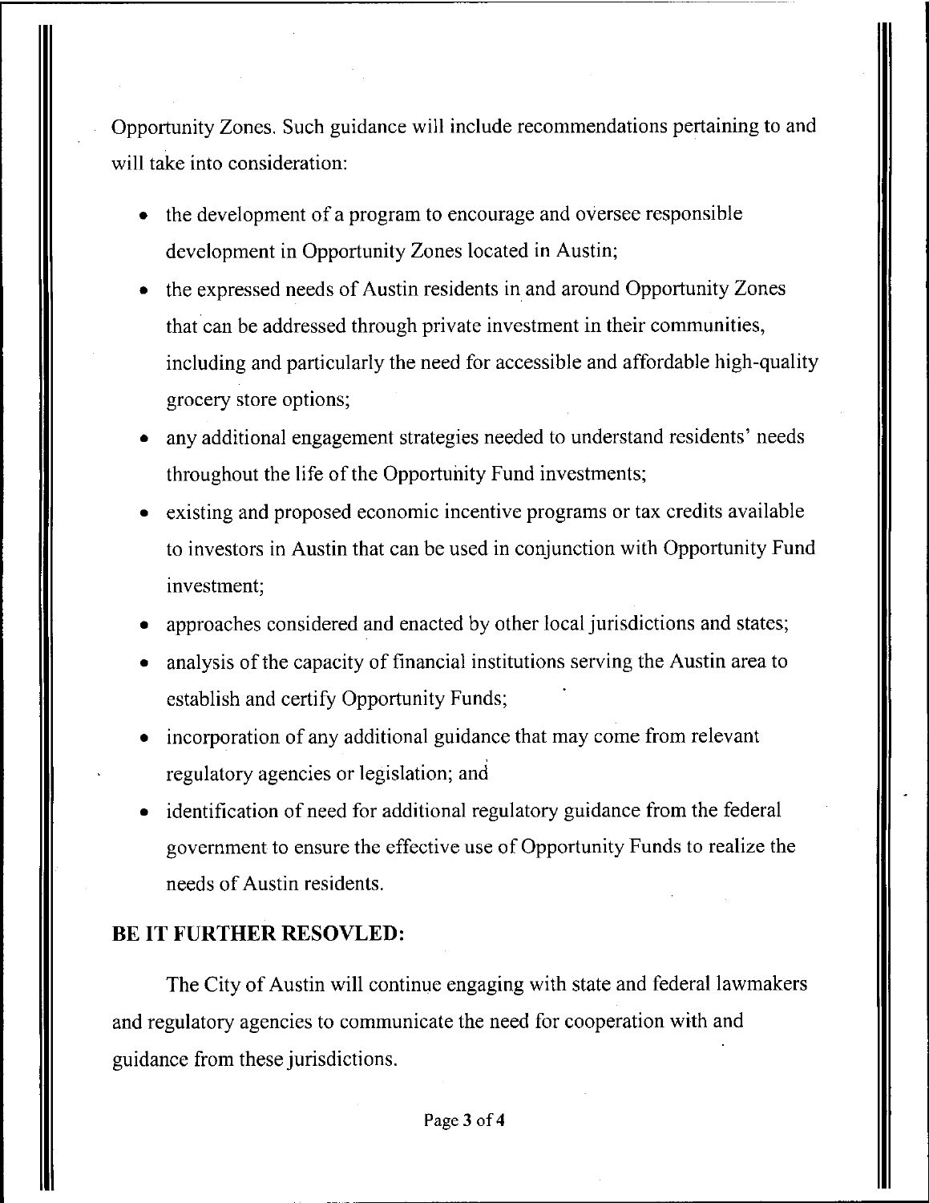Opportunity Zones. Such guidance will include recommendations pertaining to and will take into consideration:

- the development of a program to encourage and oversee responsible development in Opportunity Zones located in Austin;
- the expressed needs of Austin residents in and around Opportunity Zones that can be addressed through private investment in their communities, including and particularly the need for accessible and affordable high-quality grocery store options;
- any additional engagement strategies needed to understand residents' needs throughout the life of the Opportunity Fund investments;
- existing and proposed economic incentive programs or tax credits available to investors in Austin that can be used in conjunction with Opportunity Fund investment;
- approaches considered and enacted by other local jurisdictions and states;
- analysis of the capacity of financial institutions serving the Austin area to establish and certify Opportunity Funds;
- incorporation of any additional guidance that may come from relevant regulatory agencies or legislation; and
- identification of need for additional regulatory guidance from the federal government to ensure the effective use of Opportunity Funds to realize the needs of Austin residents.

**BE IT FURTHER RESOVLED:**

The City of Austin will continue engaging with state and federal lawmakers and regulatory agencies to communicate the need for cooperation with and guidance from these jurisdictions.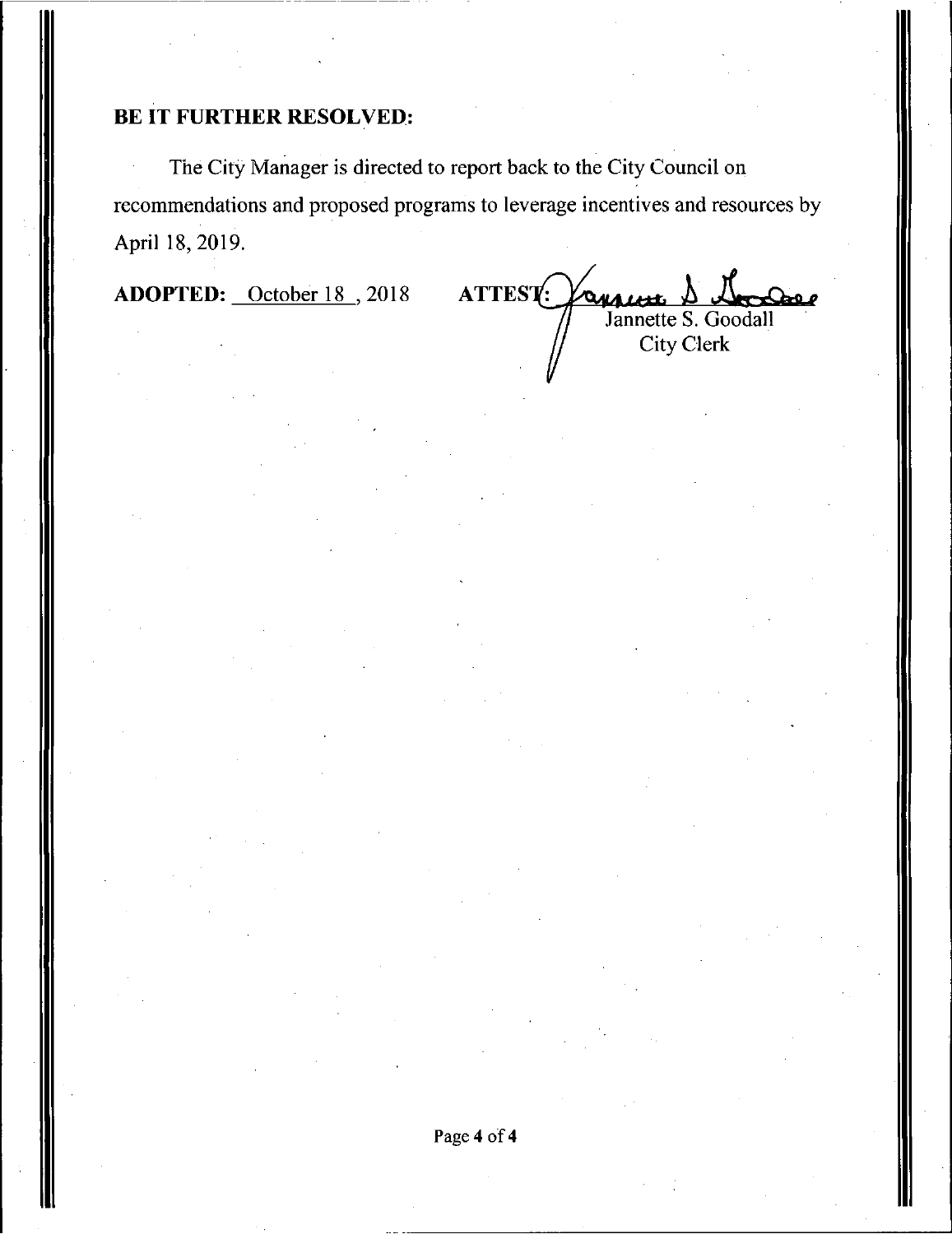**BE IT FURTHER RESOLVED:**

The City Manager is directed to report back to the City Council on recommendations and proposed programs to leverage incentives and resources by April 18, 2019.

**ADOPTED:** October 18, 2018

**ATTEST:** 

Jannette S. Goodall
City Clerk